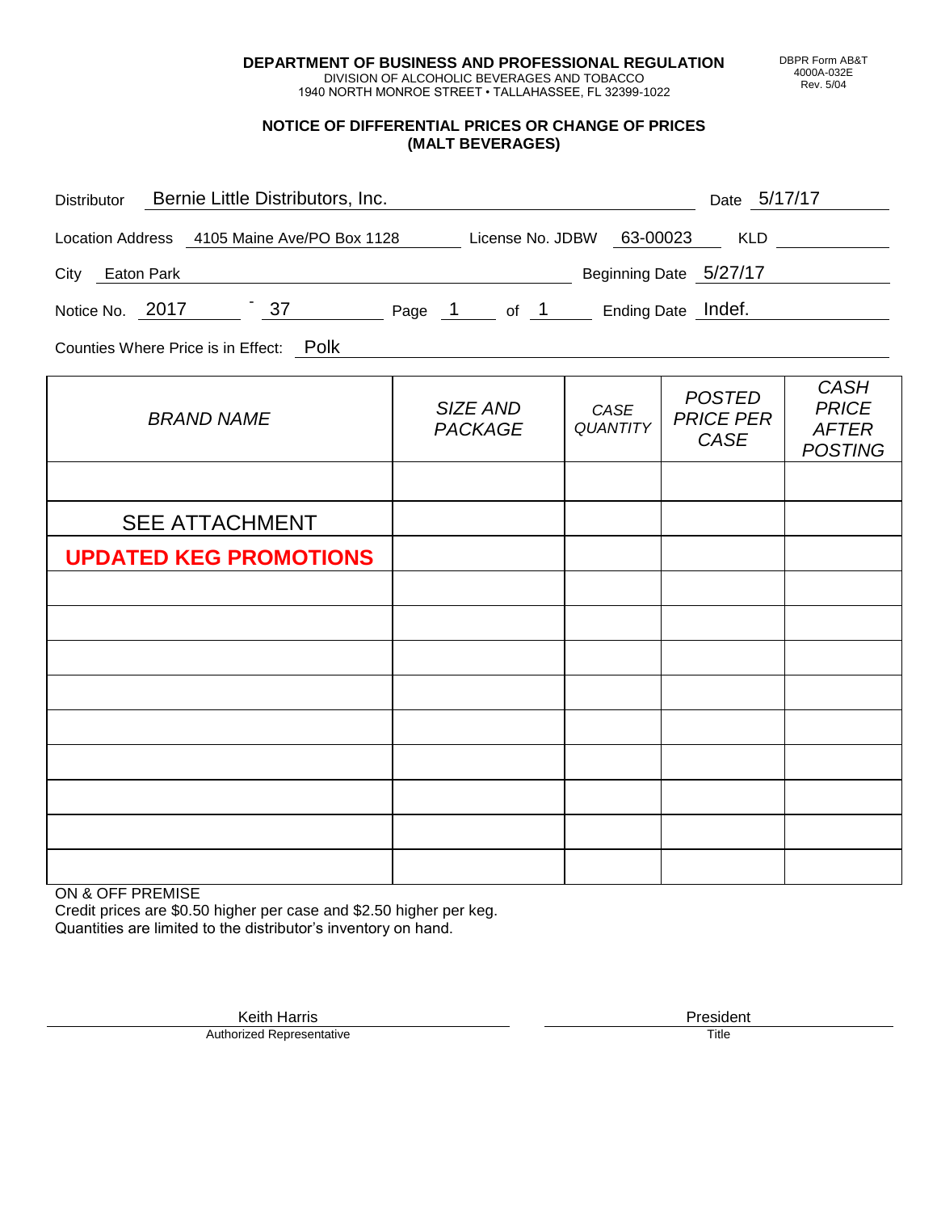**DEPARTMENT OF BUSINESS AND PROFESSIONAL REGULATION**
DIVISION OF ALCOHOLIC BEVERAGES AND TOBACCO
1940 NORTH MONROE STREET • TALLAHASSEE, FL 32399-1022

DBPR Form AB&T 4000A-032E Rev. 5/04

## NOTICE OF DIFFERENTIAL PRICES OR CHANGE OF PRICES (MALT BEVERAGES)

Distributor: Bernie Little Distributors, Inc. Date: 5/17/17

Location Address: 4105 Maine Ave/PO Box 1128 License No. JDBW 63-00023 KLD

City: Eaton Park Beginning Date: 5/27/17

Notice No. 2017 - 37 Page 1 of 1 Ending Date: Indef.

Counties Where Price is in Effect: Polk

| *BRAND NAME* | *SIZE AND PACKAGE* | *CASE QUANTITY* | *POSTED PRICE PER CASE* | *CASH PRICE AFTER POSTING* |
|---|---|---|---|---|
| | | | | |
| SEE ATTACHMENT | | | | |
| **UPDATED KEG PROMOTIONS** | | | | |
| | | | | |
| | | | | |
| | | | | |
| | | | | |
| | | | | |
| | | | | |
| | | | | |
| | | | | |
| | | | | |

ON & OFF PREMISE
Credit prices are $0.50 higher per case and $2.50 higher per keg.
Quantities are limited to the distributor's inventory on hand.

Keith Harris
Authorized Representative

President
Title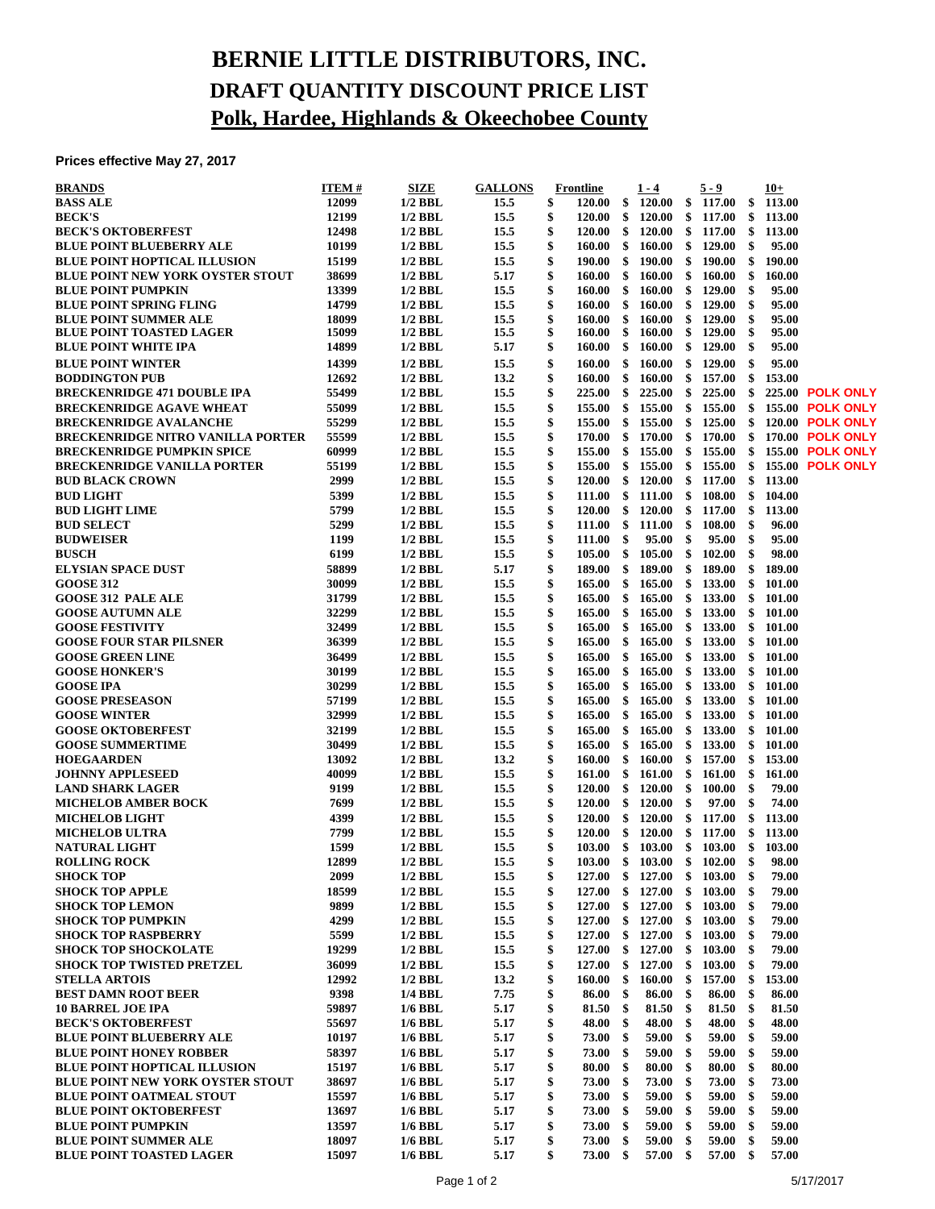# BERNIE LITTLE DISTRIBUTORS, INC.

## DRAFT QUANTITY DISCOUNT PRICE LIST

## Polk, Hardee, Highlands & Okeechobee County

**Prices effective May 27, 2017**

| BRANDS | ITEM # | SIZE | GALLONS | Frontline | 1 - 4 | 5 - 9 | 10+ | |
|---|---|---|---|---|---|---|---|---|
| BASS ALE | 12099 | 1/2 BBL | 15.5 | $ 120.00 | $ 120.00 | $ 117.00 | $ 113.00 | |
| BECK'S | 12199 | 1/2 BBL | 15.5 | $ 120.00 | $ 120.00 | $ 117.00 | $ 113.00 | |
| BECK'S OKTOBERFEST | 12498 | 1/2 BBL | 15.5 | $ 120.00 | $ 120.00 | $ 117.00 | $ 113.00 | |
| BLUE POINT BLUEBERRY ALE | 10199 | 1/2 BBL | 15.5 | $ 160.00 | $ 160.00 | $ 129.00 | $ 95.00 | |
| BLUE POINT HOPTICAL ILLUSION | 15199 | 1/2 BBL | 15.5 | $ 190.00 | $ 190.00 | $ 190.00 | $ 190.00 | |
| BLUE POINT NEW YORK OYSTER STOUT | 38699 | 1/2 BBL | 5.17 | $ 160.00 | $ 160.00 | $ 160.00 | $ 160.00 | |
| BLUE POINT PUMPKIN | 13399 | 1/2 BBL | 15.5 | $ 160.00 | $ 160.00 | $ 129.00 | $ 95.00 | |
| BLUE POINT SPRING FLING | 14799 | 1/2 BBL | 15.5 | $ 160.00 | $ 160.00 | $ 129.00 | $ 95.00 | |
| BLUE POINT SUMMER ALE | 18099 | 1/2 BBL | 15.5 | $ 160.00 | $ 160.00 | $ 129.00 | $ 95.00 | |
| BLUE POINT TOASTED LAGER | 15099 | 1/2 BBL | 15.5 | $ 160.00 | $ 160.00 | $ 129.00 | $ 95.00 | |
| BLUE POINT WHITE IPA | 14899 | 1/2 BBL | 5.17 | $ 160.00 | $ 160.00 | $ 129.00 | $ 95.00 | |
| BLUE POINT WINTER | 14399 | 1/2 BBL | 15.5 | $ 160.00 | $ 160.00 | $ 129.00 | $ 95.00 | |
| BODDINGTON PUB | 12692 | 1/2 BBL | 13.2 | $ 160.00 | $ 160.00 | $ 157.00 | $ 153.00 | |
| BRECKENRIDGE 471 DOUBLE IPA | 55499 | 1/2 BBL | 15.5 | $ 225.00 | $ 225.00 | $ 225.00 | $ 225.00 | POLK ONLY |
| BRECKENRIDGE AGAVE WHEAT | 55099 | 1/2 BBL | 15.5 | $ 155.00 | $ 155.00 | $ 155.00 | $ 155.00 | POLK ONLY |
| BRECKENRIDGE AVALANCHE | 55299 | 1/2 BBL | 15.5 | $ 155.00 | $ 155.00 | $ 125.00 | $ 120.00 | POLK ONLY |
| BRECKENRIDGE NITRO VANILLA PORTER | 55599 | 1/2 BBL | 15.5 | $ 170.00 | $ 170.00 | $ 170.00 | $ 170.00 | POLK ONLY |
| BRECKENRIDGE PUMPKIN SPICE | 60999 | 1/2 BBL | 15.5 | $ 155.00 | $ 155.00 | $ 155.00 | $ 155.00 | POLK ONLY |
| BRECKENRIDGE VANILLA PORTER | 55199 | 1/2 BBL | 15.5 | $ 155.00 | $ 155.00 | $ 155.00 | $ 155.00 | POLK ONLY |
| BUD BLACK CROWN | 2999 | 1/2 BBL | 15.5 | $ 120.00 | $ 120.00 | $ 117.00 | $ 113.00 | |
| BUD LIGHT | 5399 | 1/2 BBL | 15.5 | $ 111.00 | $ 111.00 | $ 108.00 | $ 104.00 | |
| BUD LIGHT LIME | 5799 | 1/2 BBL | 15.5 | $ 120.00 | $ 120.00 | $ 117.00 | $ 113.00 | |
| BUD SELECT | 5299 | 1/2 BBL | 15.5 | $ 111.00 | $ 111.00 | $ 108.00 | $ 96.00 | |
| BUDWEISER | 1199 | 1/2 BBL | 15.5 | $ 111.00 | $ 95.00 | $ 95.00 | $ 95.00 | |
| BUSCH | 6199 | 1/2 BBL | 15.5 | $ 105.00 | $ 105.00 | $ 102.00 | $ 98.00 | |
| ELYSIAN SPACE DUST | 58899 | 1/2 BBL | 5.17 | $ 189.00 | $ 189.00 | $ 189.00 | $ 189.00 | |
| GOOSE 312 | 30099 | 1/2 BBL | 15.5 | $ 165.00 | $ 165.00 | $ 133.00 | $ 101.00 | |
| GOOSE 312 PALE ALE | 31799 | 1/2 BBL | 15.5 | $ 165.00 | $ 165.00 | $ 133.00 | $ 101.00 | |
| GOOSE AUTUMN ALE | 32299 | 1/2 BBL | 15.5 | $ 165.00 | $ 165.00 | $ 133.00 | $ 101.00 | |
| GOOSE FESTIVITY | 32499 | 1/2 BBL | 15.5 | $ 165.00 | $ 165.00 | $ 133.00 | $ 101.00 | |
| GOOSE FOUR STAR PILSNER | 36399 | 1/2 BBL | 15.5 | $ 165.00 | $ 165.00 | $ 133.00 | $ 101.00 | |
| GOOSE GREEN LINE | 36499 | 1/2 BBL | 15.5 | $ 165.00 | $ 165.00 | $ 133.00 | $ 101.00 | |
| GOOSE HONKER'S | 30199 | 1/2 BBL | 15.5 | $ 165.00 | $ 165.00 | $ 133.00 | $ 101.00 | |
| GOOSE IPA | 30299 | 1/2 BBL | 15.5 | $ 165.00 | $ 165.00 | $ 133.00 | $ 101.00 | |
| GOOSE PRESEASON | 57199 | 1/2 BBL | 15.5 | $ 165.00 | $ 165.00 | $ 133.00 | $ 101.00 | |
| GOOSE WINTER | 32999 | 1/2 BBL | 15.5 | $ 165.00 | $ 165.00 | $ 133.00 | $ 101.00 | |
| GOOSE OKTOBERFEST | 32199 | 1/2 BBL | 15.5 | $ 165.00 | $ 165.00 | $ 133.00 | $ 101.00 | |
| GOOSE SUMMERTIME | 30499 | 1/2 BBL | 15.5 | $ 165.00 | $ 165.00 | $ 133.00 | $ 101.00 | |
| HOEGAARDEN | 13092 | 1/2 BBL | 13.2 | $ 160.00 | $ 160.00 | $ 157.00 | $ 153.00 | |
| JOHNNY APPLESEED | 40099 | 1/2 BBL | 15.5 | $ 161.00 | $ 161.00 | $ 161.00 | $ 161.00 | |
| LAND SHARK LAGER | 9199 | 1/2 BBL | 15.5 | $ 120.00 | $ 120.00 | $ 100.00 | $ 79.00 | |
| MICHELOB AMBER BOCK | 7699 | 1/2 BBL | 15.5 | $ 120.00 | $ 120.00 | $ 97.00 | $ 74.00 | |
| MICHELOB LIGHT | 4399 | 1/2 BBL | 15.5 | $ 120.00 | $ 120.00 | $ 117.00 | $ 113.00 | |
| MICHELOB ULTRA | 7799 | 1/2 BBL | 15.5 | $ 120.00 | $ 120.00 | $ 117.00 | $ 113.00 | |
| NATURAL LIGHT | 1599 | 1/2 BBL | 15.5 | $ 103.00 | $ 103.00 | $ 103.00 | $ 103.00 | |
| ROLLING ROCK | 12899 | 1/2 BBL | 15.5 | $ 103.00 | $ 103.00 | $ 102.00 | $ 98.00 | |
| SHOCK TOP | 2099 | 1/2 BBL | 15.5 | $ 127.00 | $ 127.00 | $ 103.00 | $ 79.00 | |
| SHOCK TOP APPLE | 18599 | 1/2 BBL | 15.5 | $ 127.00 | $ 127.00 | $ 103.00 | $ 79.00 | |
| SHOCK TOP LEMON | 9899 | 1/2 BBL | 15.5 | $ 127.00 | $ 127.00 | $ 103.00 | $ 79.00 | |
| SHOCK TOP PUMPKIN | 4299 | 1/2 BBL | 15.5 | $ 127.00 | $ 127.00 | $ 103.00 | $ 79.00 | |
| SHOCK TOP RASPBERRY | 5599 | 1/2 BBL | 15.5 | $ 127.00 | $ 127.00 | $ 103.00 | $ 79.00 | |
| SHOCK TOP SHOCKOLATE | 19299 | 1/2 BBL | 15.5 | $ 127.00 | $ 127.00 | $ 103.00 | $ 79.00 | |
| SHOCK TOP TWISTED PRETZEL | 36099 | 1/2 BBL | 15.5 | $ 127.00 | $ 127.00 | $ 103.00 | $ 79.00 | |
| STELLA ARTOIS | 12992 | 1/2 BBL | 13.2 | $ 160.00 | $ 160.00 | $ 157.00 | $ 153.00 | |
| BEST DAMN ROOT BEER | 9398 | 1/4 BBL | 7.75 | $ 86.00 | $ 86.00 | $ 86.00 | $ 86.00 | |
| 10 BARREL JOE IPA | 59897 | 1/6 BBL | 5.17 | $ 81.50 | $ 81.50 | $ 81.50 | $ 81.50 | |
| BECK'S OKTOBERFEST | 55697 | 1/6 BBL | 5.17 | $ 48.00 | $ 48.00 | $ 48.00 | $ 48.00 | |
| BLUE POINT BLUEBERRY ALE | 10197 | 1/6 BBL | 5.17 | $ 73.00 | $ 59.00 | $ 59.00 | $ 59.00 | |
| BLUE POINT HONEY ROBBER | 58397 | 1/6 BBL | 5.17 | $ 73.00 | $ 59.00 | $ 59.00 | $ 59.00 | |
| BLUE POINT HOPTICAL ILLUSION | 15197 | 1/6 BBL | 5.17 | $ 80.00 | $ 80.00 | $ 80.00 | $ 80.00 | |
| BLUE POINT NEW YORK OYSTER STOUT | 38697 | 1/6 BBL | 5.17 | $ 73.00 | $ 73.00 | $ 73.00 | $ 73.00 | |
| BLUE POINT OATMEAL STOUT | 15597 | 1/6 BBL | 5.17 | $ 73.00 | $ 59.00 | $ 59.00 | $ 59.00 | |
| BLUE POINT OKTOBERFEST | 13697 | 1/6 BBL | 5.17 | $ 73.00 | $ 59.00 | $ 59.00 | $ 59.00 | |
| BLUE POINT PUMPKIN | 13597 | 1/6 BBL | 5.17 | $ 73.00 | $ 59.00 | $ 59.00 | $ 59.00 | |
| BLUE POINT SUMMER ALE | 18097 | 1/6 BBL | 5.17 | $ 73.00 | $ 59.00 | $ 59.00 | $ 59.00 | |
| BLUE POINT TOASTED LAGER | 15097 | 1/6 BBL | 5.17 | $ 73.00 | $ 57.00 | $ 57.00 | $ 57.00 | |

5/17/2017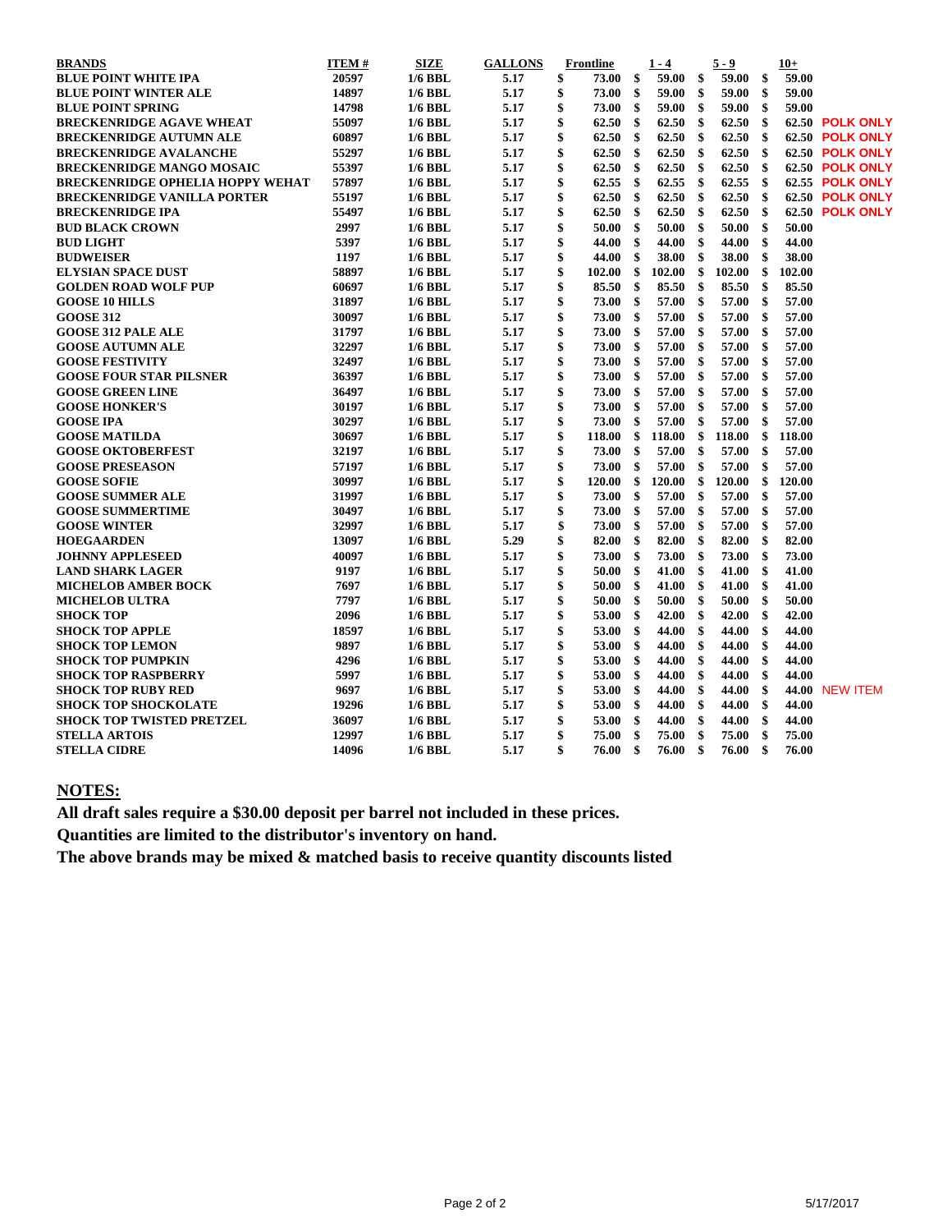| BRANDS | ITEM # | SIZE | GALLONS | Frontline | 1 - 4 | 5 - 9 | 10+ | |
|---|---|---|---|---|---|---|---|---|
| BLUE POINT WHITE IPA | 20597 | 1/6 BBL | 5.17 | $ 73.00 | $ 59.00 | $ 59.00 | $ 59.00 | |
| BLUE POINT WINTER ALE | 14897 | 1/6 BBL | 5.17 | $ 73.00 | $ 59.00 | $ 59.00 | $ 59.00 | |
| BLUE POINT SPRING | 14798 | 1/6 BBL | 5.17 | $ 73.00 | $ 59.00 | $ 59.00 | $ 59.00 | |
| BRECKENRIDGE AGAVE WHEAT | 55097 | 1/6 BBL | 5.17 | $ 62.50 | $ 62.50 | $ 62.50 | $ 62.50 | POLK ONLY |
| BRECKENRIDGE AUTUMN ALE | 60897 | 1/6 BBL | 5.17 | $ 62.50 | $ 62.50 | $ 62.50 | $ 62.50 | POLK ONLY |
| BRECKENRIDGE AVALANCHE | 55297 | 1/6 BBL | 5.17 | $ 62.50 | $ 62.50 | $ 62.50 | $ 62.50 | POLK ONLY |
| BRECKENRIDGE MANGO MOSAIC | 55397 | 1/6 BBL | 5.17 | $ 62.50 | $ 62.50 | $ 62.50 | $ 62.50 | POLK ONLY |
| BRECKENRIDGE OPHELIA HOPPY WEHAT | 57897 | 1/6 BBL | 5.17 | $ 62.55 | $ 62.55 | $ 62.55 | $ 62.55 | POLK ONLY |
| BRECKENRIDGE VANILLA PORTER | 55197 | 1/6 BBL | 5.17 | $ 62.50 | $ 62.50 | $ 62.50 | $ 62.50 | POLK ONLY |
| BRECKENRIDGE IPA | 55497 | 1/6 BBL | 5.17 | $ 62.50 | $ 62.50 | $ 62.50 | $ 62.50 | POLK ONLY |
| BUD BLACK CROWN | 2997 | 1/6 BBL | 5.17 | $ 50.00 | $ 50.00 | $ 50.00 | $ 50.00 | |
| BUD LIGHT | 5397 | 1/6 BBL | 5.17 | $ 44.00 | $ 44.00 | $ 44.00 | $ 44.00 | |
| BUDWEISER | 1197 | 1/6 BBL | 5.17 | $ 44.00 | $ 38.00 | $ 38.00 | $ 38.00 | |
| ELYSIAN SPACE DUST | 58897 | 1/6 BBL | 5.17 | $ 102.00 | $ 102.00 | $ 102.00 | $ 102.00 | |
| GOLDEN ROAD WOLF PUP | 60697 | 1/6 BBL | 5.17 | $ 85.50 | $ 85.50 | $ 85.50 | $ 85.50 | |
| GOOSE 10 HILLS | 31897 | 1/6 BBL | 5.17 | $ 73.00 | $ 57.00 | $ 57.00 | $ 57.00 | |
| GOOSE 312 | 30097 | 1/6 BBL | 5.17 | $ 73.00 | $ 57.00 | $ 57.00 | $ 57.00 | |
| GOOSE 312 PALE ALE | 31797 | 1/6 BBL | 5.17 | $ 73.00 | $ 57.00 | $ 57.00 | $ 57.00 | |
| GOOSE AUTUMN ALE | 32297 | 1/6 BBL | 5.17 | $ 73.00 | $ 57.00 | $ 57.00 | $ 57.00 | |
| GOOSE FESTIVITY | 32497 | 1/6 BBL | 5.17 | $ 73.00 | $ 57.00 | $ 57.00 | $ 57.00 | |
| GOOSE FOUR STAR PILSNER | 36397 | 1/6 BBL | 5.17 | $ 73.00 | $ 57.00 | $ 57.00 | $ 57.00 | |
| GOOSE GREEN LINE | 36497 | 1/6 BBL | 5.17 | $ 73.00 | $ 57.00 | $ 57.00 | $ 57.00 | |
| GOOSE HONKER'S | 30197 | 1/6 BBL | 5.17 | $ 73.00 | $ 57.00 | $ 57.00 | $ 57.00 | |
| GOOSE IPA | 30297 | 1/6 BBL | 5.17 | $ 73.00 | $ 57.00 | $ 57.00 | $ 57.00 | |
| GOOSE MATILDA | 30697 | 1/6 BBL | 5.17 | $ 118.00 | $ 118.00 | $ 118.00 | $ 118.00 | |
| GOOSE OKTOBERFEST | 32197 | 1/6 BBL | 5.17 | $ 73.00 | $ 57.00 | $ 57.00 | $ 57.00 | |
| GOOSE PRESEASON | 57197 | 1/6 BBL | 5.17 | $ 73.00 | $ 57.00 | $ 57.00 | $ 57.00 | |
| GOOSE SOFIE | 30997 | 1/6 BBL | 5.17 | $ 120.00 | $ 120.00 | $ 120.00 | $ 120.00 | |
| GOOSE SUMMER ALE | 31997 | 1/6 BBL | 5.17 | $ 73.00 | $ 57.00 | $ 57.00 | $ 57.00 | |
| GOOSE SUMMERTIME | 30497 | 1/6 BBL | 5.17 | $ 73.00 | $ 57.00 | $ 57.00 | $ 57.00 | |
| GOOSE WINTER | 32997 | 1/6 BBL | 5.17 | $ 73.00 | $ 57.00 | $ 57.00 | $ 57.00 | |
| HOEGAARDEN | 13097 | 1/6 BBL | 5.29 | $ 82.00 | $ 82.00 | $ 82.00 | $ 82.00 | |
| JOHNNY APPLESEED | 40097 | 1/6 BBL | 5.17 | $ 73.00 | $ 73.00 | $ 73.00 | $ 73.00 | |
| LAND SHARK LAGER | 9197 | 1/6 BBL | 5.17 | $ 50.00 | $ 41.00 | $ 41.00 | $ 41.00 | |
| MICHELOB AMBER BOCK | 7697 | 1/6 BBL | 5.17 | $ 50.00 | $ 41.00 | $ 41.00 | $ 41.00 | |
| MICHELOB ULTRA | 7797 | 1/6 BBL | 5.17 | $ 50.00 | $ 50.00 | $ 50.00 | $ 50.00 | |
| SHOCK TOP | 2096 | 1/6 BBL | 5.17 | $ 53.00 | $ 42.00 | $ 42.00 | $ 42.00 | |
| SHOCK TOP APPLE | 18597 | 1/6 BBL | 5.17 | $ 53.00 | $ 44.00 | $ 44.00 | $ 44.00 | |
| SHOCK TOP LEMON | 9897 | 1/6 BBL | 5.17 | $ 53.00 | $ 44.00 | $ 44.00 | $ 44.00 | |
| SHOCK TOP PUMPKIN | 4296 | 1/6 BBL | 5.17 | $ 53.00 | $ 44.00 | $ 44.00 | $ 44.00 | |
| SHOCK TOP RASPBERRY | 5997 | 1/6 BBL | 5.17 | $ 53.00 | $ 44.00 | $ 44.00 | $ 44.00 | |
| SHOCK TOP RUBY RED | 9697 | 1/6 BBL | 5.17 | $ 53.00 | $ 44.00 | $ 44.00 | $ 44.00 | NEW ITEM |
| SHOCK TOP SHOCKOLATE | 19296 | 1/6 BBL | 5.17 | $ 53.00 | $ 44.00 | $ 44.00 | $ 44.00 | |
| SHOCK TOP TWISTED PRETZEL | 36097 | 1/6 BBL | 5.17 | $ 53.00 | $ 44.00 | $ 44.00 | $ 44.00 | |
| STELLA ARTOIS | 12997 | 1/6 BBL | 5.17 | $ 75.00 | $ 75.00 | $ 75.00 | $ 75.00 | |
| STELLA CIDRE | 14096 | 1/6 BBL | 5.17 | $ 76.00 | $ 76.00 | $ 76.00 | $ 76.00 | |

## NOTES:

**All draft sales require a $30.00 deposit per barrel not included in these prices.**

**Quantities are limited to the distributor's inventory on hand.**

**The above brands may be mixed & matched basis to receive quantity discounts listed**

5/17/2017